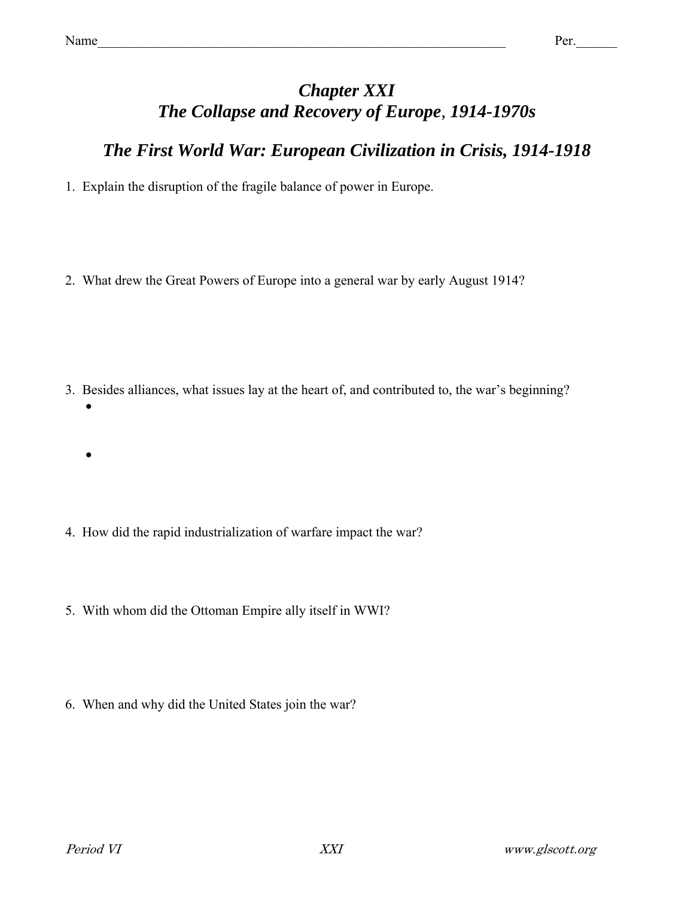Name_______________________________________________________________ Per.______

# *Chapter XXI*
# *The Collapse and Recovery of Europe, 1914-1970s*

## *The First World War: European Civilization in Crisis, 1914-1918*

1. Explain the disruption of the fragile balance of power in Europe.

2. What drew the Great Powers of Europe into a general war by early August 1914?

3. Besides alliances, what issues lay at the heart of, and contributed to, the war's beginning?
   -
   -

4. How did the rapid industrialization of warfare impact the war?

5. With whom did the Ottoman Empire ally itself in WWI?

6. When and why did the United States join the war?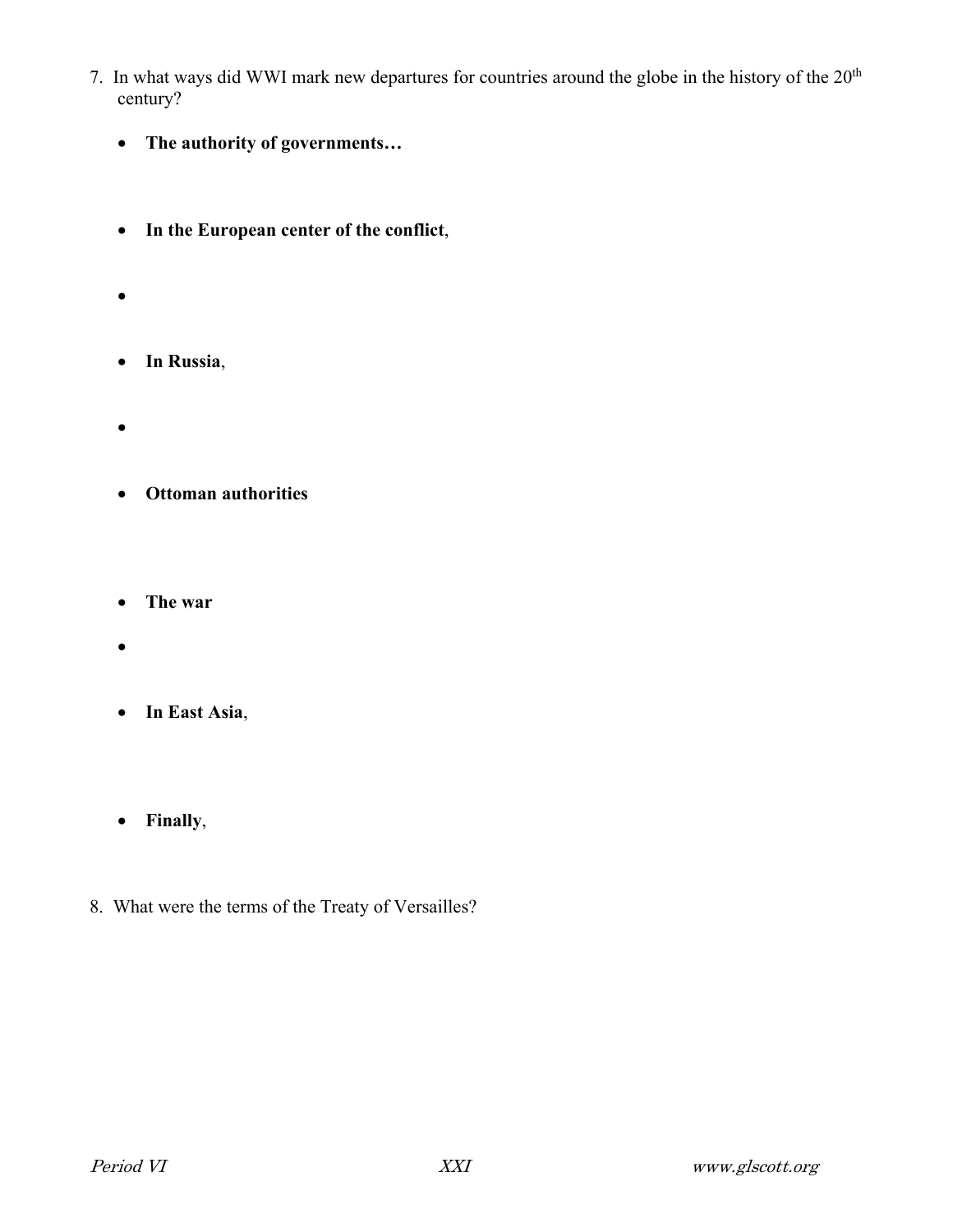7. In what ways did WWI mark new departures for countries around the globe in the history of the 20th century?

    - **The authority of governments…**
    - **In the European center of the conflict**,
    - 
    - **In Russia**,
    - 
    - **Ottoman authorities**
    - **The war**
    - 
    - **In East Asia**,
    - **Finally**,

8. What were the terms of the Treaty of Versailles?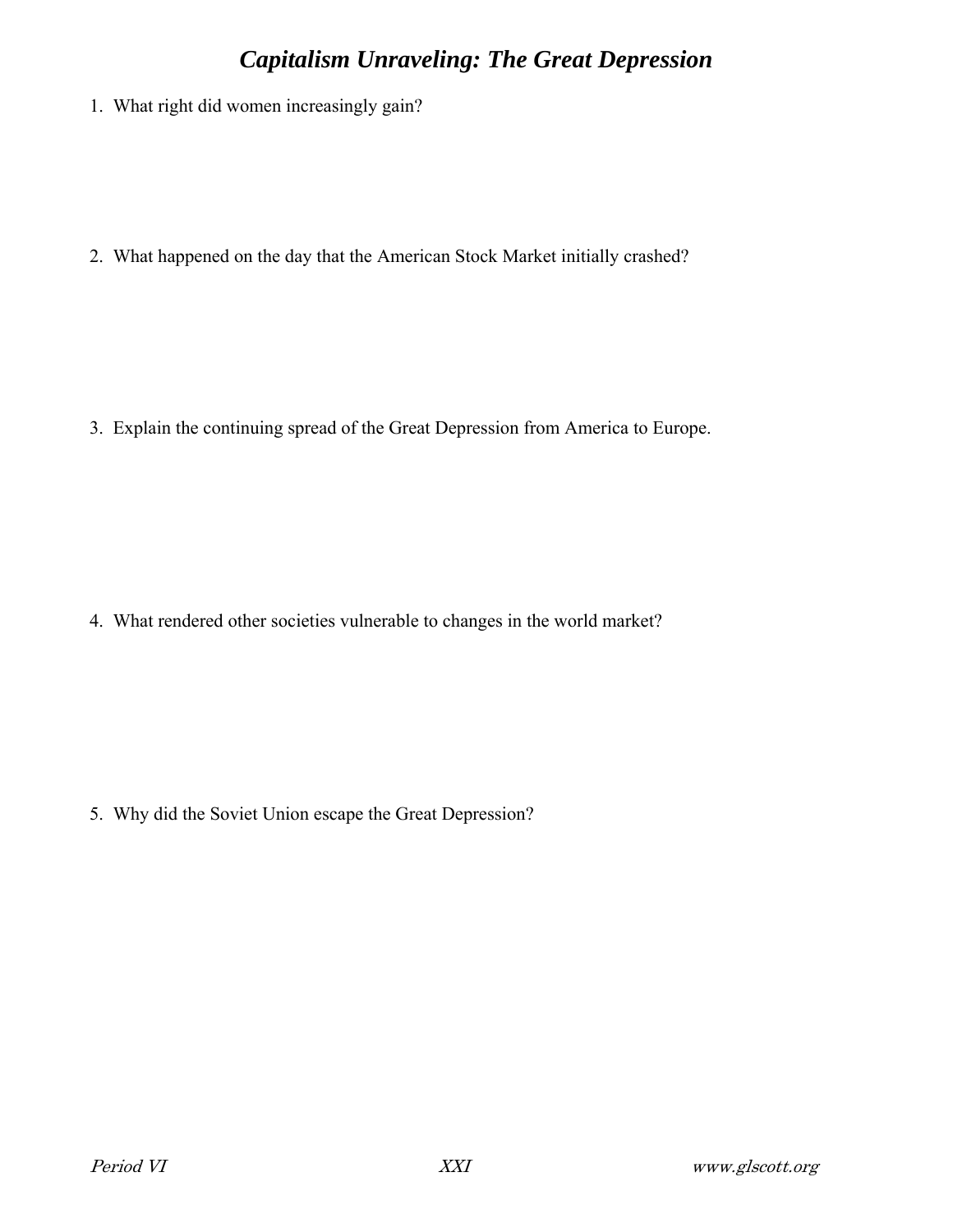# *Capitalism Unraveling: The Great Depression*

1. What right did women increasingly gain?

2. What happened on the day that the American Stock Market initially crashed?

3. Explain the continuing spread of the Great Depression from America to Europe.

4. What rendered other societies vulnerable to changes in the world market?

5. Why did the Soviet Union escape the Great Depression?